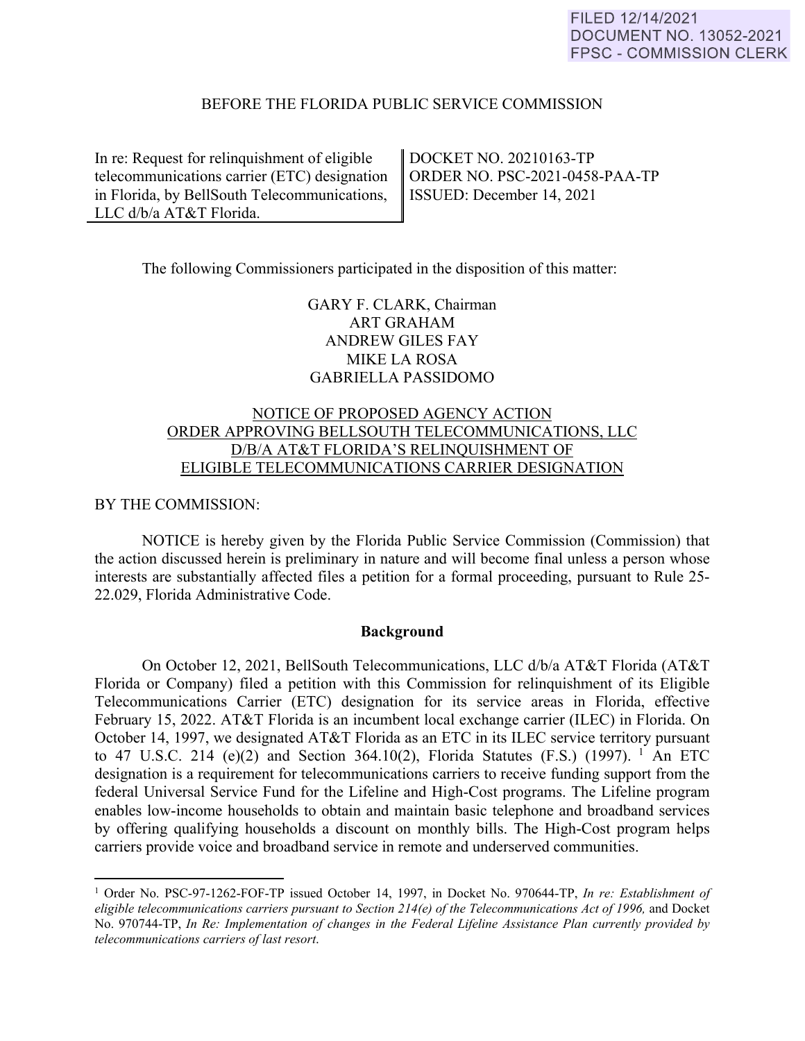FILED 12/14/2021
DOCUMENT NO. 13052-2021
FPSC - COMMISSION CLERK

BEFORE THE FLORIDA PUBLIC SERVICE COMMISSION

| In re: Request for relinquishment of eligible telecommunications carrier (ETC) designation in Florida, by BellSouth Telecommunications, LLC d/b/a AT&T Florida. | DOCKET NO. 20210163-TP<br>ORDER NO. PSC-2021-0458-PAA-TP<br>ISSUED: December 14, 2021 |
|---|---|

The following Commissioners participated in the disposition of this matter:

GARY F. CLARK, Chairman
ART GRAHAM
ANDREW GILES FAY
MIKE LA ROSA
GABRIELLA PASSIDOMO

NOTICE OF PROPOSED AGENCY ACTION
ORDER APPROVING BELLSOUTH TELECOMMUNICATIONS, LLC D/B/A AT&T FLORIDA'S RELINQUISHMENT OF ELIGIBLE TELECOMMUNICATIONS CARRIER DESIGNATION

BY THE COMMISSION:

NOTICE is hereby given by the Florida Public Service Commission (Commission) that the action discussed herein is preliminary in nature and will become final unless a person whose interests are substantially affected files a petition for a formal proceeding, pursuant to Rule 25-22.029, Florida Administrative Code.

**Background**

On October 12, 2021, BellSouth Telecommunications, LLC d/b/a AT&T Florida (AT&T Florida or Company) filed a petition with this Commission for relinquishment of its Eligible Telecommunications Carrier (ETC) designation for its service areas in Florida, effective February 15, 2022. AT&T Florida is an incumbent local exchange carrier (ILEC) in Florida. On October 14, 1997, we designated AT&T Florida as an ETC in its ILEC service territory pursuant to 47 U.S.C. 214 (e)(2) and Section 364.10(2), Florida Statutes (F.S.) (1997). [1] An ETC designation is a requirement for telecommunications carriers to receive funding support from the federal Universal Service Fund for the Lifeline and High-Cost programs. The Lifeline program enables low-income households to obtain and maintain basic telephone and broadband services by offering qualifying households a discount on monthly bills. The High-Cost program helps carriers provide voice and broadband service in remote and underserved communities.

[1] Order No. PSC-97-1262-FOF-TP issued October 14, 1997, in Docket No. 970644-TP, *In re: Establishment of eligible telecommunications carriers pursuant to Section 214(e) of the Telecommunications Act of 1996,* and Docket No. 970744-TP, *In Re: Implementation of changes in the Federal Lifeline Assistance Plan currently provided by telecommunications carriers of last resort*.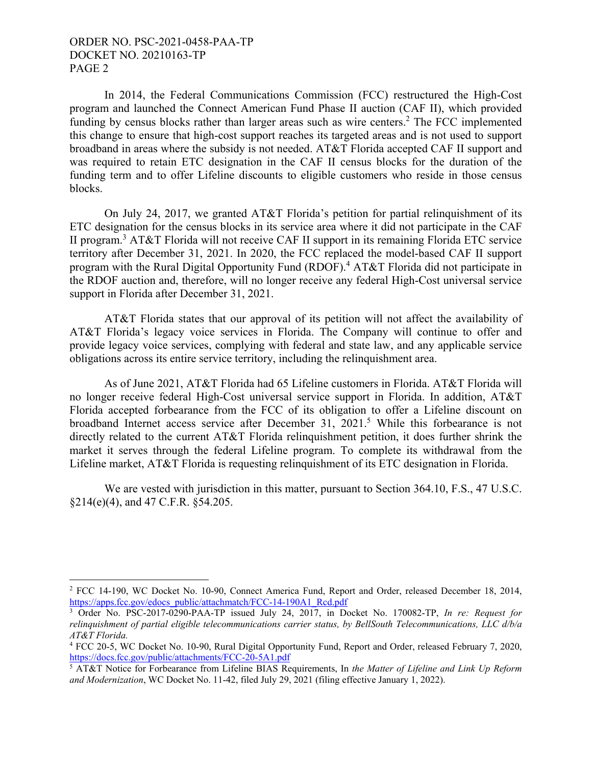In 2014, the Federal Communications Commission (FCC) restructured the High-Cost program and launched the Connect American Fund Phase II auction (CAF II), which provided funding by census blocks rather than larger areas such as wire centers.[2] The FCC implemented this change to ensure that high-cost support reaches its targeted areas and is not used to support broadband in areas where the subsidy is not needed. AT&T Florida accepted CAF II support and was required to retain ETC designation in the CAF II census blocks for the duration of the funding term and to offer Lifeline discounts to eligible customers who reside in those census blocks.

On July 24, 2017, we granted AT&T Florida's petition for partial relinquishment of its ETC designation for the census blocks in its service area where it did not participate in the CAF II program.[3] AT&T Florida will not receive CAF II support in its remaining Florida ETC service territory after December 31, 2021. In 2020, the FCC replaced the model-based CAF II support program with the Rural Digital Opportunity Fund (RDOF).[4] AT&T Florida did not participate in the RDOF auction and, therefore, will no longer receive any federal High-Cost universal service support in Florida after December 31, 2021.

AT&T Florida states that our approval of its petition will not affect the availability of AT&T Florida's legacy voice services in Florida. The Company will continue to offer and provide legacy voice services, complying with federal and state law, and any applicable service obligations across its entire service territory, including the relinquishment area.

As of June 2021, AT&T Florida had 65 Lifeline customers in Florida. AT&T Florida will no longer receive federal High-Cost universal service support in Florida. In addition, AT&T Florida accepted forbearance from the FCC of its obligation to offer a Lifeline discount on broadband Internet access service after December 31, 2021.[5] While this forbearance is not directly related to the current AT&T Florida relinquishment petition, it does further shrink the market it serves through the federal Lifeline program. To complete its withdrawal from the Lifeline market, AT&T Florida is requesting relinquishment of its ETC designation in Florida.

We are vested with jurisdiction in this matter, pursuant to Section 364.10, F.S., 47 U.S.C. §214(e)(4), and 47 C.F.R. §54.205.

---

[2] FCC 14-190, WC Docket No. 10-90, Connect America Fund, Report and Order, released December 18, 2014, https://apps.fcc.gov/edocs_public/attachmatch/FCC-14-190A1_Rcd.pdf

[3] Order No. PSC-2017-0290-PAA-TP issued July 24, 2017, in Docket No. 170082-TP, *In re: Request for relinquishment of partial eligible telecommunications carrier status, by BellSouth Telecommunications, LLC d/b/a AT&T Florida.*

[4] FCC 20-5, WC Docket No. 10-90, Rural Digital Opportunity Fund, Report and Order, released February 7, 2020, https://docs.fcc.gov/public/attachments/FCC-20-5A1.pdf

[5] AT&T Notice for Forbearance from Lifeline BIAS Requirements, In *the Matter of Lifeline and Link Up Reform and Modernization*, WC Docket No. 11-42, filed July 29, 2021 (filing effective January 1, 2022).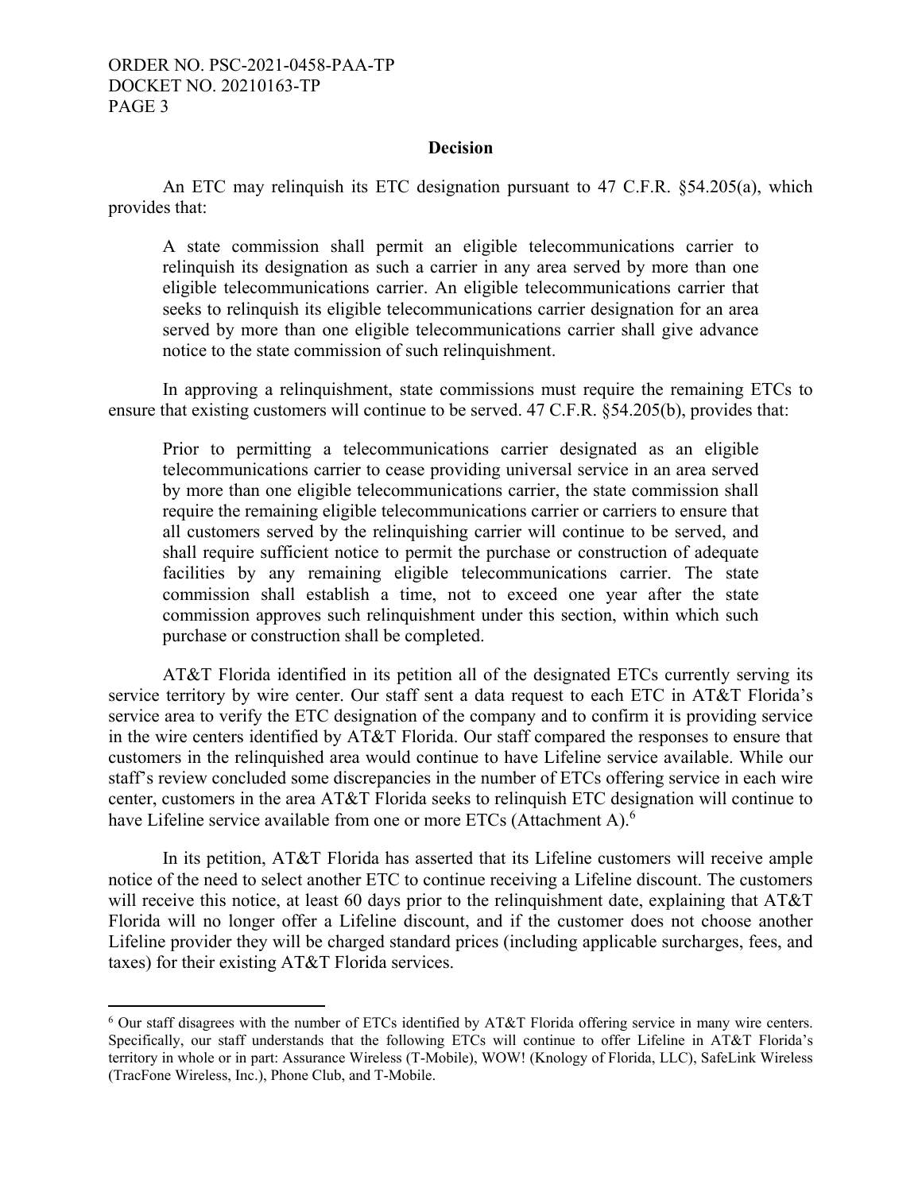## Decision

An ETC may relinquish its ETC designation pursuant to 47 C.F.R. §54.205(a), which provides that:

> A state commission shall permit an eligible telecommunications carrier to relinquish its designation as such a carrier in any area served by more than one eligible telecommunications carrier. An eligible telecommunications carrier that seeks to relinquish its eligible telecommunications carrier designation for an area served by more than one eligible telecommunications carrier shall give advance notice to the state commission of such relinquishment.

In approving a relinquishment, state commissions must require the remaining ETCs to ensure that existing customers will continue to be served. 47 C.F.R. §54.205(b), provides that:

> Prior to permitting a telecommunications carrier designated as an eligible telecommunications carrier to cease providing universal service in an area served by more than one eligible telecommunications carrier, the state commission shall require the remaining eligible telecommunications carrier or carriers to ensure that all customers served by the relinquishing carrier will continue to be served, and shall require sufficient notice to permit the purchase or construction of adequate facilities by any remaining eligible telecommunications carrier. The state commission shall establish a time, not to exceed one year after the state commission approves such relinquishment under this section, within which such purchase or construction shall be completed.

AT&T Florida identified in its petition all of the designated ETCs currently serving its service territory by wire center. Our staff sent a data request to each ETC in AT&T Florida's service area to verify the ETC designation of the company and to confirm it is providing service in the wire centers identified by AT&T Florida. Our staff compared the responses to ensure that customers in the relinquished area would continue to have Lifeline service available. While our staff's review concluded some discrepancies in the number of ETCs offering service in each wire center, customers in the area AT&T Florida seeks to relinquish ETC designation will continue to have Lifeline service available from one or more ETCs (Attachment A).[6]

In its petition, AT&T Florida has asserted that its Lifeline customers will receive ample notice of the need to select another ETC to continue receiving a Lifeline discount. The customers will receive this notice, at least 60 days prior to the relinquishment date, explaining that AT&T Florida will no longer offer a Lifeline discount, and if the customer does not choose another Lifeline provider they will be charged standard prices (including applicable surcharges, fees, and taxes) for their existing AT&T Florida services.

---

[6] Our staff disagrees with the number of ETCs identified by AT&T Florida offering service in many wire centers. Specifically, our staff understands that the following ETCs will continue to offer Lifeline in AT&T Florida's territory in whole or in part: Assurance Wireless (T-Mobile), WOW! (Knology of Florida, LLC), SafeLink Wireless (TracFone Wireless, Inc.), Phone Club, and T-Mobile.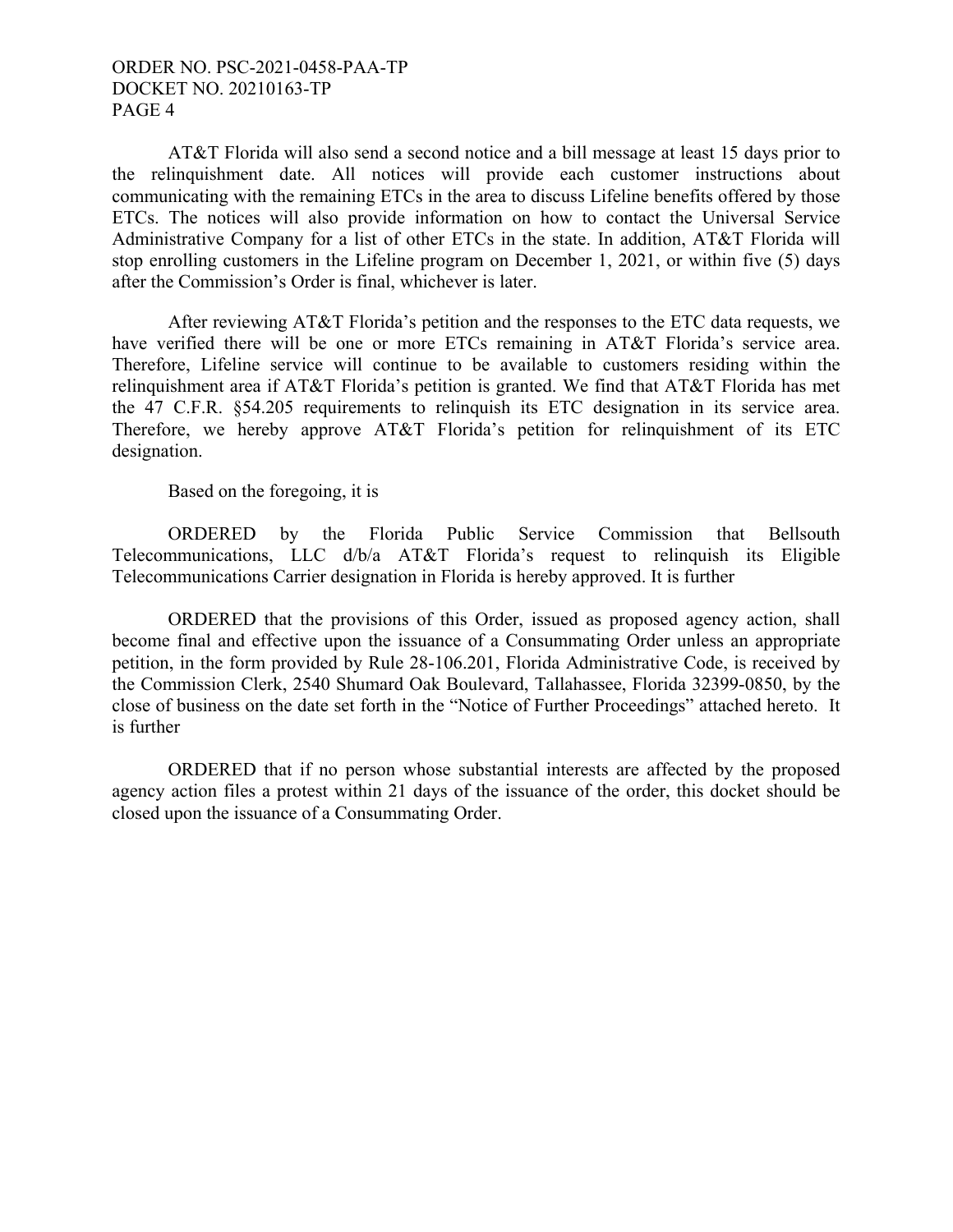AT&T Florida will also send a second notice and a bill message at least 15 days prior to the relinquishment date. All notices will provide each customer instructions about communicating with the remaining ETCs in the area to discuss Lifeline benefits offered by those ETCs. The notices will also provide information on how to contact the Universal Service Administrative Company for a list of other ETCs in the state. In addition, AT&T Florida will stop enrolling customers in the Lifeline program on December 1, 2021, or within five (5) days after the Commission's Order is final, whichever is later.

After reviewing AT&T Florida's petition and the responses to the ETC data requests, we have verified there will be one or more ETCs remaining in AT&T Florida's service area. Therefore, Lifeline service will continue to be available to customers residing within the relinquishment area if AT&T Florida's petition is granted. We find that AT&T Florida has met the 47 C.F.R. §54.205 requirements to relinquish its ETC designation in its service area. Therefore, we hereby approve AT&T Florida's petition for relinquishment of its ETC designation.

Based on the foregoing, it is

ORDERED by the Florida Public Service Commission that Bellsouth Telecommunications, LLC d/b/a AT&T Florida's request to relinquish its Eligible Telecommunications Carrier designation in Florida is hereby approved. It is further

ORDERED that the provisions of this Order, issued as proposed agency action, shall become final and effective upon the issuance of a Consummating Order unless an appropriate petition, in the form provided by Rule 28-106.201, Florida Administrative Code, is received by the Commission Clerk, 2540 Shumard Oak Boulevard, Tallahassee, Florida 32399-0850, by the close of business on the date set forth in the "Notice of Further Proceedings" attached hereto. It is further

ORDERED that if no person whose substantial interests are affected by the proposed agency action files a protest within 21 days of the issuance of the order, this docket should be closed upon the issuance of a Consummating Order.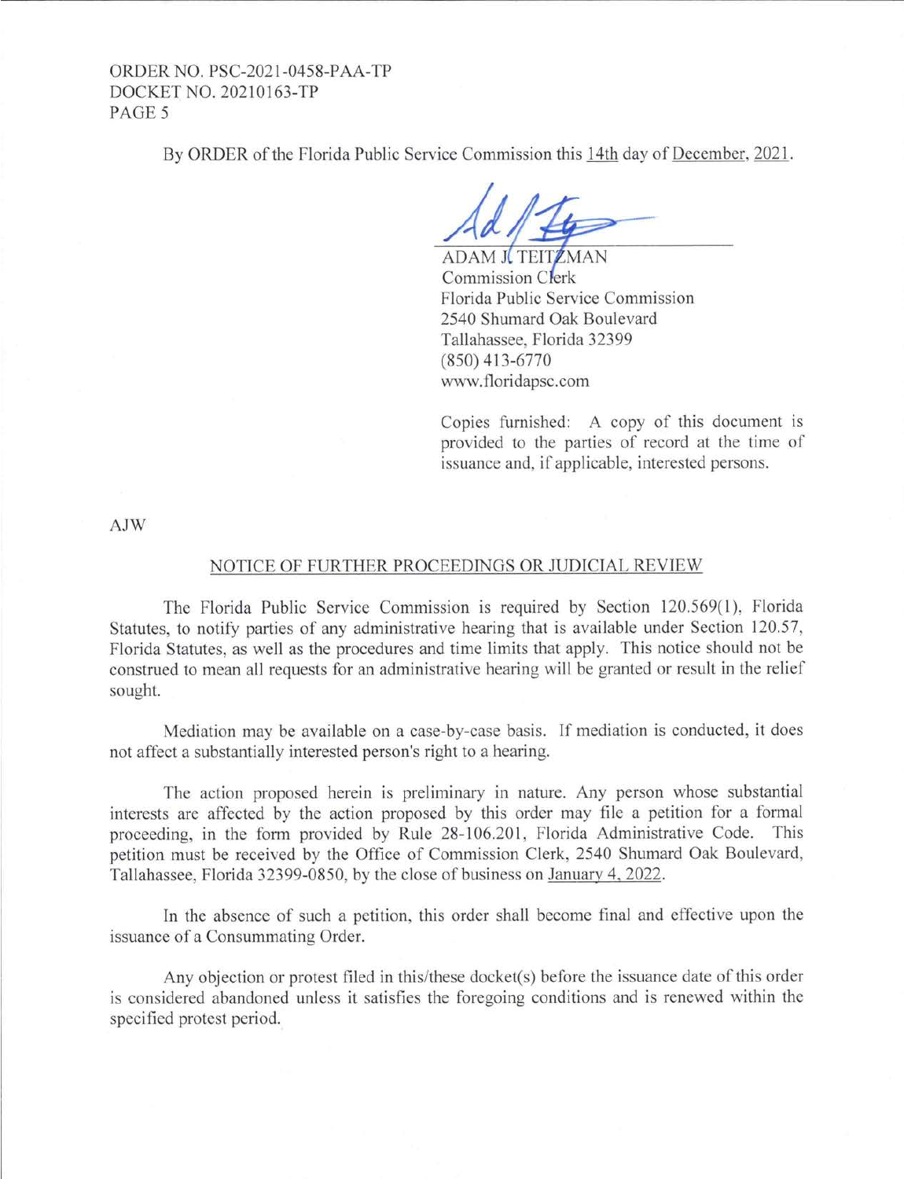By ORDER of the Florida Public Service Commission this 14th day of December, 2021.

ADAM J. TEITZMAN
Commission Clerk
Florida Public Service Commission
2540 Shumard Oak Boulevard
Tallahassee, Florida 32399
(850) 413-6770
www.floridapsc.com

Copies furnished: A copy of this document is provided to the parties of record at the time of issuance and, if applicable, interested persons.

AJW

NOTICE OF FURTHER PROCEEDINGS OR JUDICIAL REVIEW

The Florida Public Service Commission is required by Section 120.569(1), Florida Statutes, to notify parties of any administrative hearing that is available under Section 120.57, Florida Statutes, as well as the procedures and time limits that apply. This notice should not be construed to mean all requests for an administrative hearing will be granted or result in the relief sought.

Mediation may be available on a case-by-case basis. If mediation is conducted, it does not affect a substantially interested person's right to a hearing.

The action proposed herein is preliminary in nature. Any person whose substantial interests are affected by the action proposed by this order may file a petition for a formal proceeding, in the form provided by Rule 28-106.201, Florida Administrative Code. This petition must be received by the Office of Commission Clerk, 2540 Shumard Oak Boulevard, Tallahassee, Florida 32399-0850, by the close of business on January 4, 2022.

In the absence of such a petition, this order shall become final and effective upon the issuance of a Consummating Order.

Any objection or protest filed in this/these docket(s) before the issuance date of this order is considered abandoned unless it satisfies the foregoing conditions and is renewed within the specified protest period.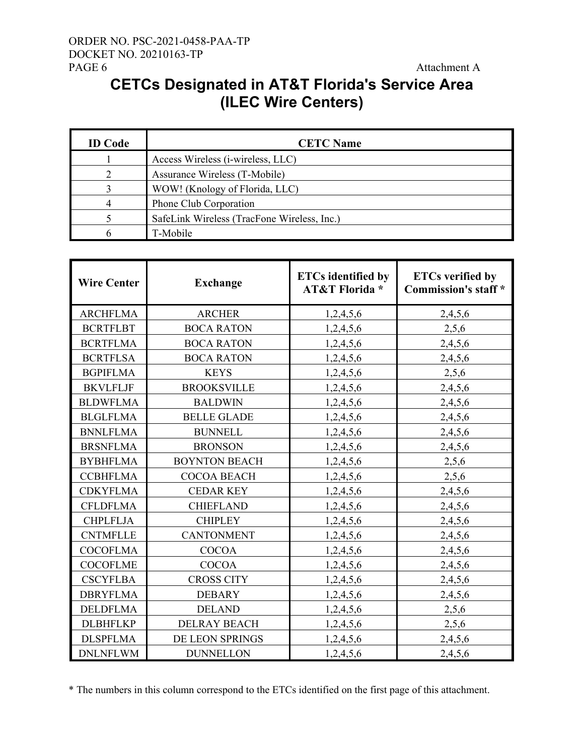Attachment A

# CETCs Designated in AT&T Florida's Service Area (ILEC Wire Centers)

| ID Code | CETC Name |
|---|---|
| 1 | Access Wireless (i-wireless, LLC) |
| 2 | Assurance Wireless (T-Mobile) |
| 3 | WOW! (Knology of Florida, LLC) |
| 4 | Phone Club Corporation |
| 5 | SafeLink Wireless (TracFone Wireless, Inc.) |
| 6 | T-Mobile |

| Wire Center | Exchange | ETCs identified by AT&T Florida * | ETCs verified by Commission's staff * |
|---|---|---|---|
| ARCHFLMA | ARCHER | 1,2,4,5,6 | 2,4,5,6 |
| BCRTFLBT | BOCA RATON | 1,2,4,5,6 | 2,5,6 |
| BCRTFLMA | BOCA RATON | 1,2,4,5,6 | 2,4,5,6 |
| BCRTFLSA | BOCA RATON | 1,2,4,5,6 | 2,4,5,6 |
| BGPIFLMA | KEYS | 1,2,4,5,6 | 2,5,6 |
| BKVLFLJF | BROOKSVILLE | 1,2,4,5,6 | 2,4,5,6 |
| BLDWFLMA | BALDWIN | 1,2,4,5,6 | 2,4,5,6 |
| BLGLFLMA | BELLE GLADE | 1,2,4,5,6 | 2,4,5,6 |
| BNNLFLMA | BUNNELL | 1,2,4,5,6 | 2,4,5,6 |
| BRSNFLMA | BRONSON | 1,2,4,5,6 | 2,4,5,6 |
| BYBHFLMA | BOYNTON BEACH | 1,2,4,5,6 | 2,5,6 |
| CCBHFLMA | COCOA BEACH | 1,2,4,5,6 | 2,5,6 |
| CDKYFLMA | CEDAR KEY | 1,2,4,5,6 | 2,4,5,6 |
| CFLDFLMA | CHIEFLAND | 1,2,4,5,6 | 2,4,5,6 |
| CHPLFLJA | CHIPLEY | 1,2,4,5,6 | 2,4,5,6 |
| CNTMFLLE | CANTONMENT | 1,2,4,5,6 | 2,4,5,6 |
| COCOFLMA | COCOA | 1,2,4,5,6 | 2,4,5,6 |
| COCOFLME | COCOA | 1,2,4,5,6 | 2,4,5,6 |
| CSCYFLBA | CROSS CITY | 1,2,4,5,6 | 2,4,5,6 |
| DBRYFLMA | DEBARY | 1,2,4,5,6 | 2,4,5,6 |
| DELDFLMA | DELAND | 1,2,4,5,6 | 2,5,6 |
| DLBHFLKP | DELRAY BEACH | 1,2,4,5,6 | 2,5,6 |
| DLSPFLMA | DE LEON SPRINGS | 1,2,4,5,6 | 2,4,5,6 |
| DNLNFLWM | DUNNELLON | 1,2,4,5,6 | 2,4,5,6 |

* The numbers in this column correspond to the ETCs identified on the first page of this attachment.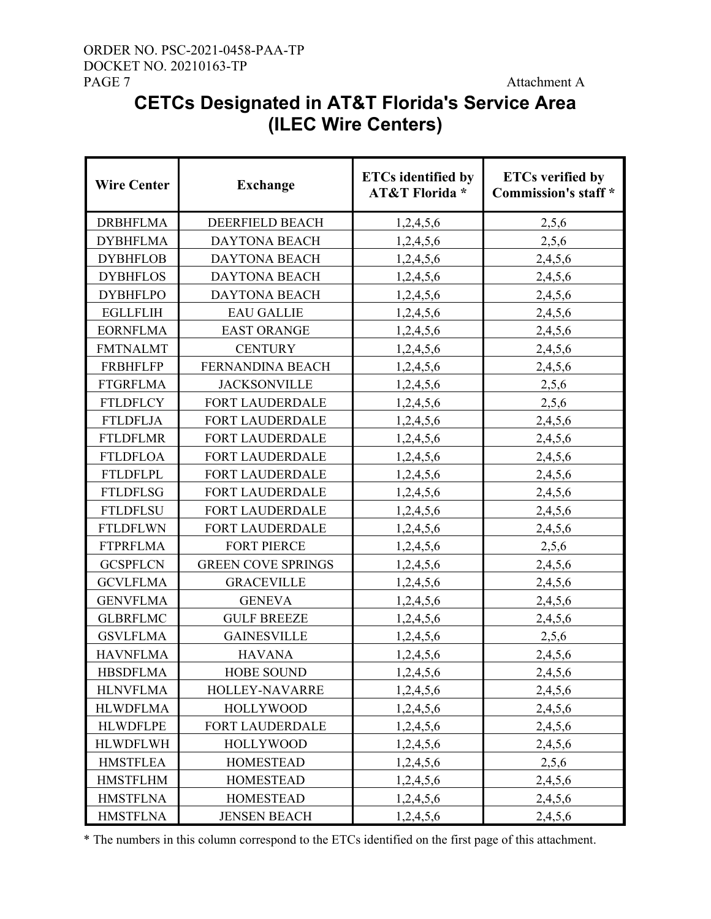Attachment A

# CETCs Designated in AT&T Florida's Service Area (ILEC Wire Centers)

| Wire Center | Exchange | ETCs identified by AT&T Florida * | ETCs verified by Commission's staff * |
|---|---|---|---|
| DRBHFLMA | DEERFIELD BEACH | 1,2,4,5,6 | 2,5,6 |
| DYBHFLMA | DAYTONA BEACH | 1,2,4,5,6 | 2,5,6 |
| DYBHFLOB | DAYTONA BEACH | 1,2,4,5,6 | 2,4,5,6 |
| DYBHFLOS | DAYTONA BEACH | 1,2,4,5,6 | 2,4,5,6 |
| DYBHFLPO | DAYTONA BEACH | 1,2,4,5,6 | 2,4,5,6 |
| EGLLFLIH | EAU GALLIE | 1,2,4,5,6 | 2,4,5,6 |
| EORNFLMA | EAST ORANGE | 1,2,4,5,6 | 2,4,5,6 |
| FMTNALMT | CENTURY | 1,2,4,5,6 | 2,4,5,6 |
| FRBHFLFP | FERNANDINA BEACH | 1,2,4,5,6 | 2,4,5,6 |
| FTGRFLMA | JACKSONVILLE | 1,2,4,5,6 | 2,5,6 |
| FTLDFLCY | FORT LAUDERDALE | 1,2,4,5,6 | 2,5,6 |
| FTLDFLJA | FORT LAUDERDALE | 1,2,4,5,6 | 2,4,5,6 |
| FTLDFLMR | FORT LAUDERDALE | 1,2,4,5,6 | 2,4,5,6 |
| FTLDFLOA | FORT LAUDERDALE | 1,2,4,5,6 | 2,4,5,6 |
| FTLDFLPL | FORT LAUDERDALE | 1,2,4,5,6 | 2,4,5,6 |
| FTLDFLSG | FORT LAUDERDALE | 1,2,4,5,6 | 2,4,5,6 |
| FTLDFLSU | FORT LAUDERDALE | 1,2,4,5,6 | 2,4,5,6 |
| FTLDFLWN | FORT LAUDERDALE | 1,2,4,5,6 | 2,4,5,6 |
| FTPRFLMA | FORT PIERCE | 1,2,4,5,6 | 2,5,6 |
| GCSPFLCN | GREEN COVE SPRINGS | 1,2,4,5,6 | 2,4,5,6 |
| GCVLFLMA | GRACEVILLE | 1,2,4,5,6 | 2,4,5,6 |
| GENVFLMA | GENEVA | 1,2,4,5,6 | 2,4,5,6 |
| GLBRFLMC | GULF BREEZE | 1,2,4,5,6 | 2,4,5,6 |
| GSVLFLMA | GAINESVILLE | 1,2,4,5,6 | 2,5,6 |
| HAVNFLMA | HAVANA | 1,2,4,5,6 | 2,4,5,6 |
| HBSDFLMA | HOBE SOUND | 1,2,4,5,6 | 2,4,5,6 |
| HLNVFLMA | HOLLEY-NAVARRE | 1,2,4,5,6 | 2,4,5,6 |
| HLWDFLMA | HOLLYWOOD | 1,2,4,5,6 | 2,4,5,6 |
| HLWDFLPE | FORT LAUDERDALE | 1,2,4,5,6 | 2,4,5,6 |
| HLWDFLWH | HOLLYWOOD | 1,2,4,5,6 | 2,4,5,6 |
| HMSTFLEA | HOMESTEAD | 1,2,4,5,6 | 2,5,6 |
| HMSTFLHM | HOMESTEAD | 1,2,4,5,6 | 2,4,5,6 |
| HMSTFLNA | HOMESTEAD | 1,2,4,5,6 | 2,4,5,6 |
| HMSTFLNA | JENSEN BEACH | 1,2,4,5,6 | 2,4,5,6 |

* The numbers in this column correspond to the ETCs identified on the first page of this attachment.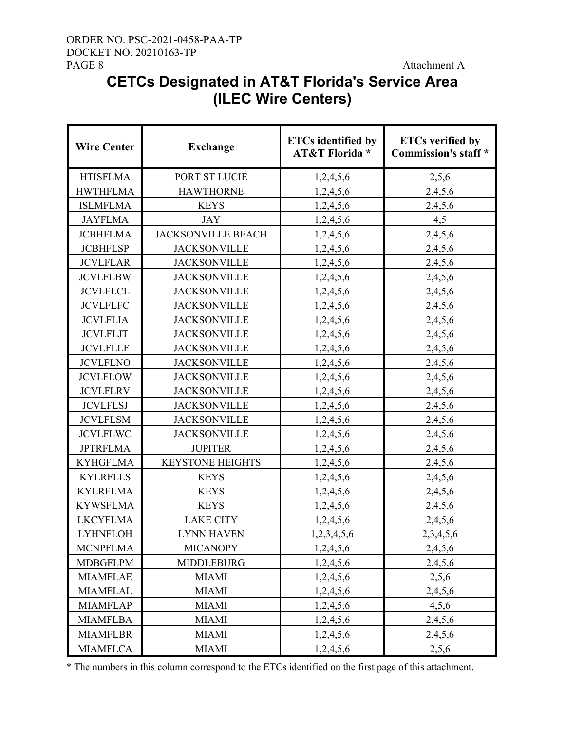Attachment A

# CETCs Designated in AT&T Florida's Service Area (ILEC Wire Centers)

| Wire Center | Exchange | ETCs identified by AT&T Florida * | ETCs verified by Commission's staff * |
|---|---|---|---|
| HTISFLMA | PORT ST LUCIE | 1,2,4,5,6 | 2,5,6 |
| HWTHFLMA | HAWTHORNE | 1,2,4,5,6 | 2,4,5,6 |
| ISLMFLMA | KEYS | 1,2,4,5,6 | 2,4,5,6 |
| JAYFLMA | JAY | 1,2,4,5,6 | 4,5 |
| JCBHFLMA | JACKSONVILLE BEACH | 1,2,4,5,6 | 2,4,5,6 |
| JCBHFLSP | JACKSONVILLE | 1,2,4,5,6 | 2,4,5,6 |
| JCVLFLAR | JACKSONVILLE | 1,2,4,5,6 | 2,4,5,6 |
| JCVLFLBW | JACKSONVILLE | 1,2,4,5,6 | 2,4,5,6 |
| JCVLFLCL | JACKSONVILLE | 1,2,4,5,6 | 2,4,5,6 |
| JCVLFLFC | JACKSONVILLE | 1,2,4,5,6 | 2,4,5,6 |
| JCVLFLIA | JACKSONVILLE | 1,2,4,5,6 | 2,4,5,6 |
| JCVLFLJT | JACKSONVILLE | 1,2,4,5,6 | 2,4,5,6 |
| JCVLFLLF | JACKSONVILLE | 1,2,4,5,6 | 2,4,5,6 |
| JCVLFLNO | JACKSONVILLE | 1,2,4,5,6 | 2,4,5,6 |
| JCVLFLOW | JACKSONVILLE | 1,2,4,5,6 | 2,4,5,6 |
| JCVLFLRV | JACKSONVILLE | 1,2,4,5,6 | 2,4,5,6 |
| JCVLFLSJ | JACKSONVILLE | 1,2,4,5,6 | 2,4,5,6 |
| JCVLFLSM | JACKSONVILLE | 1,2,4,5,6 | 2,4,5,6 |
| JCVLFLWC | JACKSONVILLE | 1,2,4,5,6 | 2,4,5,6 |
| JPTRFLMA | JUPITER | 1,2,4,5,6 | 2,4,5,6 |
| KYHGFLMA | KEYSTONE HEIGHTS | 1,2,4,5,6 | 2,4,5,6 |
| KYLRFLLS | KEYS | 1,2,4,5,6 | 2,4,5,6 |
| KYLRFLMA | KEYS | 1,2,4,5,6 | 2,4,5,6 |
| KYWSFLMA | KEYS | 1,2,4,5,6 | 2,4,5,6 |
| LKCYFLMA | LAKE CITY | 1,2,4,5,6 | 2,4,5,6 |
| LYHNFLOH | LYNN HAVEN | 1,2,3,4,5,6 | 2,3,4,5,6 |
| MCNPFLMA | MICANOPY | 1,2,4,5,6 | 2,4,5,6 |
| MDBGFLPM | MIDDLEBURG | 1,2,4,5,6 | 2,4,5,6 |
| MIAMFLAE | MIAMI | 1,2,4,5,6 | 2,5,6 |
| MIAMFLAL | MIAMI | 1,2,4,5,6 | 2,4,5,6 |
| MIAMFLAP | MIAMI | 1,2,4,5,6 | 4,5,6 |
| MIAMFLBA | MIAMI | 1,2,4,5,6 | 2,4,5,6 |
| MIAMFLBR | MIAMI | 1,2,4,5,6 | 2,4,5,6 |
| MIAMFLCA | MIAMI | 1,2,4,5,6 | 2,5,6 |

* The numbers in this column correspond to the ETCs identified on the first page of this attachment.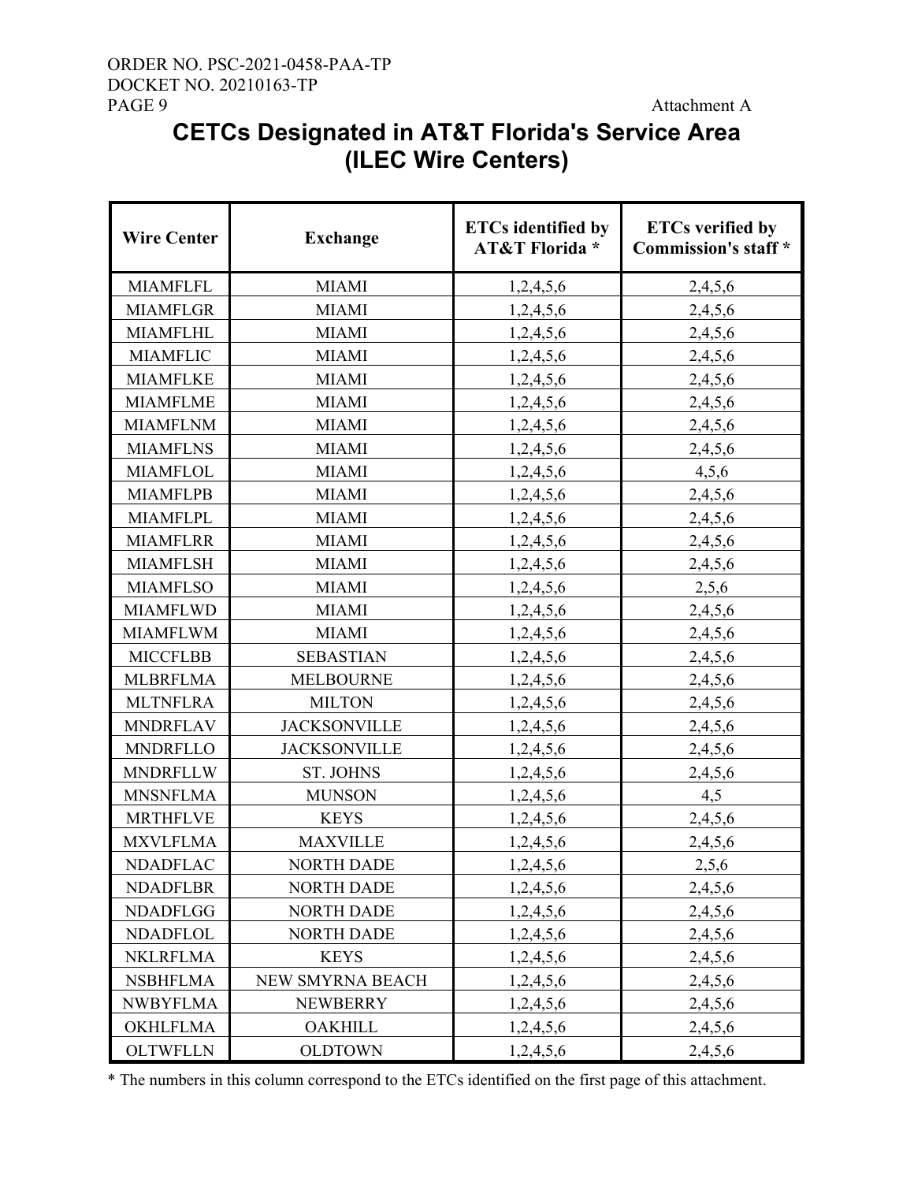Attachment A

# CETCs Designated in AT&T Florida's Service Area (ILEC Wire Centers)

| Wire Center | Exchange | ETCs identified by AT&T Florida * | ETCs verified by Commission's staff * |
|---|---|---|---|
| MIAMFLFL | MIAMI | 1,2,4,5,6 | 2,4,5,6 |
| MIAMFLGR | MIAMI | 1,2,4,5,6 | 2,4,5,6 |
| MIAMFLHL | MIAMI | 1,2,4,5,6 | 2,4,5,6 |
| MIAMFLIC | MIAMI | 1,2,4,5,6 | 2,4,5,6 |
| MIAMFLKE | MIAMI | 1,2,4,5,6 | 2,4,5,6 |
| MIAMFLME | MIAMI | 1,2,4,5,6 | 2,4,5,6 |
| MIAMFLNM | MIAMI | 1,2,4,5,6 | 2,4,5,6 |
| MIAMFLNS | MIAMI | 1,2,4,5,6 | 2,4,5,6 |
| MIAMFLOL | MIAMI | 1,2,4,5,6 | 4,5,6 |
| MIAMFLPB | MIAMI | 1,2,4,5,6 | 2,4,5,6 |
| MIAMFLPL | MIAMI | 1,2,4,5,6 | 2,4,5,6 |
| MIAMFLRR | MIAMI | 1,2,4,5,6 | 2,4,5,6 |
| MIAMFLSH | MIAMI | 1,2,4,5,6 | 2,4,5,6 |
| MIAMFLSO | MIAMI | 1,2,4,5,6 | 2,5,6 |
| MIAMFLWD | MIAMI | 1,2,4,5,6 | 2,4,5,6 |
| MIAMFLWM | MIAMI | 1,2,4,5,6 | 2,4,5,6 |
| MICCFLBB | SEBASTIAN | 1,2,4,5,6 | 2,4,5,6 |
| MLBRFLMA | MELBOURNE | 1,2,4,5,6 | 2,4,5,6 |
| MLTNFLRA | MILTON | 1,2,4,5,6 | 2,4,5,6 |
| MNDRFLAV | JACKSONVILLE | 1,2,4,5,6 | 2,4,5,6 |
| MNDRFLLO | JACKSONVILLE | 1,2,4,5,6 | 2,4,5,6 |
| MNDRFLLW | ST. JOHNS | 1,2,4,5,6 | 2,4,5,6 |
| MNSNFLMA | MUNSON | 1,2,4,5,6 | 4,5 |
| MRTHFLVE | KEYS | 1,2,4,5,6 | 2,4,5,6 |
| MXVLFLMA | MAXVILLE | 1,2,4,5,6 | 2,4,5,6 |
| NDADFLAC | NORTH DADE | 1,2,4,5,6 | 2,5,6 |
| NDADFLBR | NORTH DADE | 1,2,4,5,6 | 2,4,5,6 |
| NDADFLGG | NORTH DADE | 1,2,4,5,6 | 2,4,5,6 |
| NDADFLOL | NORTH DADE | 1,2,4,5,6 | 2,4,5,6 |
| NKLRFLMA | KEYS | 1,2,4,5,6 | 2,4,5,6 |
| NSBHFLMA | NEW SMYRNA BEACH | 1,2,4,5,6 | 2,4,5,6 |
| NWBYFLMA | NEWBERRY | 1,2,4,5,6 | 2,4,5,6 |
| OKHLFLMA | OAKHILL | 1,2,4,5,6 | 2,4,5,6 |
| OLTWFLLN | OLDTOWN | 1,2,4,5,6 | 2,4,5,6 |

* The numbers in this column correspond to the ETCs identified on the first page of this attachment.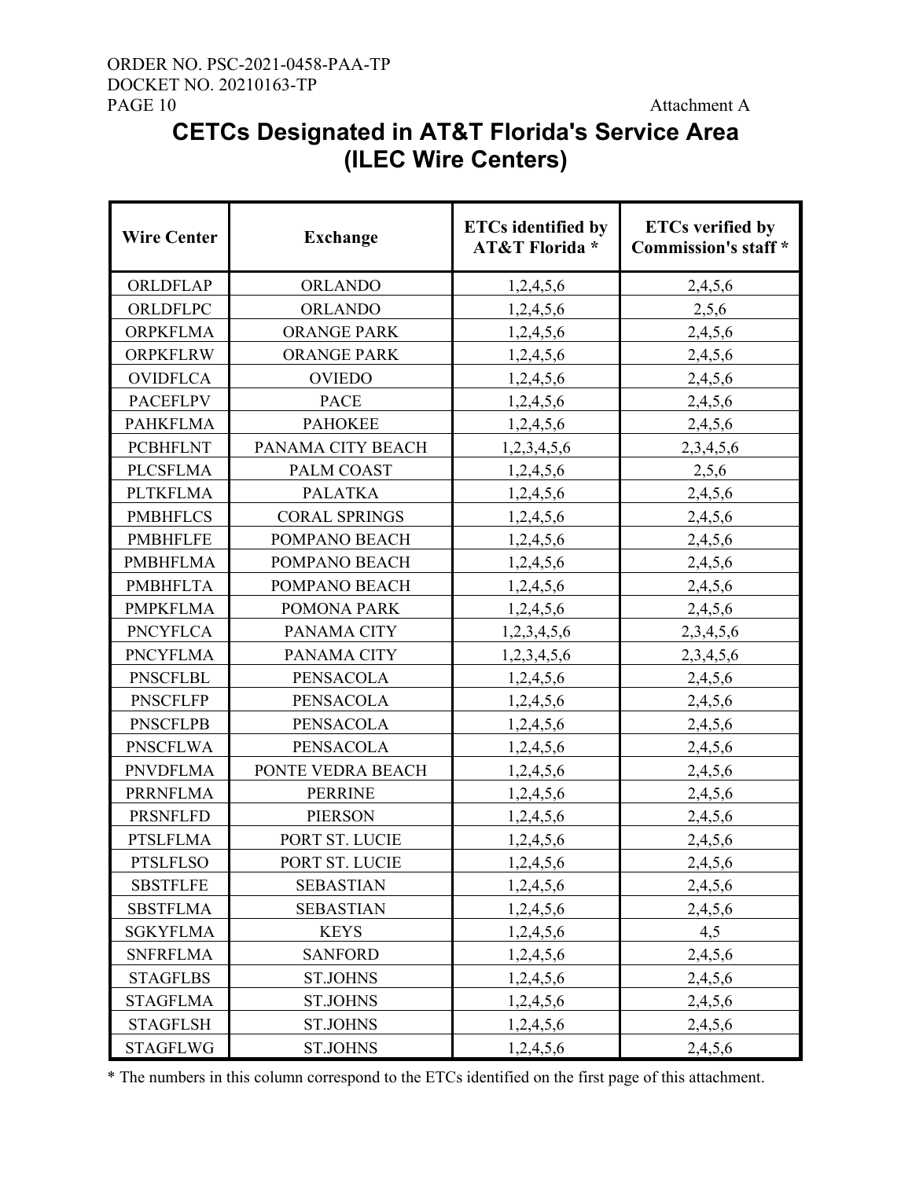Attachment A

# CETCs Designated in AT&T Florida's Service Area (ILEC Wire Centers)

| Wire Center | Exchange | ETCs identified by AT&T Florida * | ETCs verified by Commission's staff * |
|---|---|---|---|
| ORLDFLAP | ORLANDO | 1,2,4,5,6 | 2,4,5,6 |
| ORLDFLPC | ORLANDO | 1,2,4,5,6 | 2,5,6 |
| ORPKFLMA | ORANGE PARK | 1,2,4,5,6 | 2,4,5,6 |
| ORPKFLRW | ORANGE PARK | 1,2,4,5,6 | 2,4,5,6 |
| OVIDFLCA | OVIEDO | 1,2,4,5,6 | 2,4,5,6 |
| PACEFLPV | PACE | 1,2,4,5,6 | 2,4,5,6 |
| PAHKFLMA | PAHOKEE | 1,2,4,5,6 | 2,4,5,6 |
| PCBHFLNT | PANAMA CITY BEACH | 1,2,3,4,5,6 | 2,3,4,5,6 |
| PLCSFLMA | PALM COAST | 1,2,4,5,6 | 2,5,6 |
| PLTKFLMA | PALATKA | 1,2,4,5,6 | 2,4,5,6 |
| PMBHFLCS | CORAL SPRINGS | 1,2,4,5,6 | 2,4,5,6 |
| PMBHFLFE | POMPANO BEACH | 1,2,4,5,6 | 2,4,5,6 |
| PMBHFLMA | POMPANO BEACH | 1,2,4,5,6 | 2,4,5,6 |
| PMBHFLTA | POMPANO BEACH | 1,2,4,5,6 | 2,4,5,6 |
| PMPKFLMA | POMONA PARK | 1,2,4,5,6 | 2,4,5,6 |
| PNCYFLCA | PANAMA CITY | 1,2,3,4,5,6 | 2,3,4,5,6 |
| PNCYFLMA | PANAMA CITY | 1,2,3,4,5,6 | 2,3,4,5,6 |
| PNSCFLBL | PENSACOLA | 1,2,4,5,6 | 2,4,5,6 |
| PNSCFLFP | PENSACOLA | 1,2,4,5,6 | 2,4,5,6 |
| PNSCFLPB | PENSACOLA | 1,2,4,5,6 | 2,4,5,6 |
| PNSCFLWA | PENSACOLA | 1,2,4,5,6 | 2,4,5,6 |
| PNVDFLMA | PONTE VEDRA BEACH | 1,2,4,5,6 | 2,4,5,6 |
| PRRNFLMA | PERRINE | 1,2,4,5,6 | 2,4,5,6 |
| PRSNFLFD | PIERSON | 1,2,4,5,6 | 2,4,5,6 |
| PTSLFLMA | PORT ST. LUCIE | 1,2,4,5,6 | 2,4,5,6 |
| PTSLFLSO | PORT ST. LUCIE | 1,2,4,5,6 | 2,4,5,6 |
| SBSTFLFE | SEBASTIAN | 1,2,4,5,6 | 2,4,5,6 |
| SBSTFLMA | SEBASTIAN | 1,2,4,5,6 | 2,4,5,6 |
| SGKYFLMA | KEYS | 1,2,4,5,6 | 4,5 |
| SNFRFLMA | SANFORD | 1,2,4,5,6 | 2,4,5,6 |
| STAGFLBS | ST.JOHNS | 1,2,4,5,6 | 2,4,5,6 |
| STAGFLMA | ST.JOHNS | 1,2,4,5,6 | 2,4,5,6 |
| STAGFLSH | ST.JOHNS | 1,2,4,5,6 | 2,4,5,6 |
| STAGFLWG | ST.JOHNS | 1,2,4,5,6 | 2,4,5,6 |

* The numbers in this column correspond to the ETCs identified on the first page of this attachment.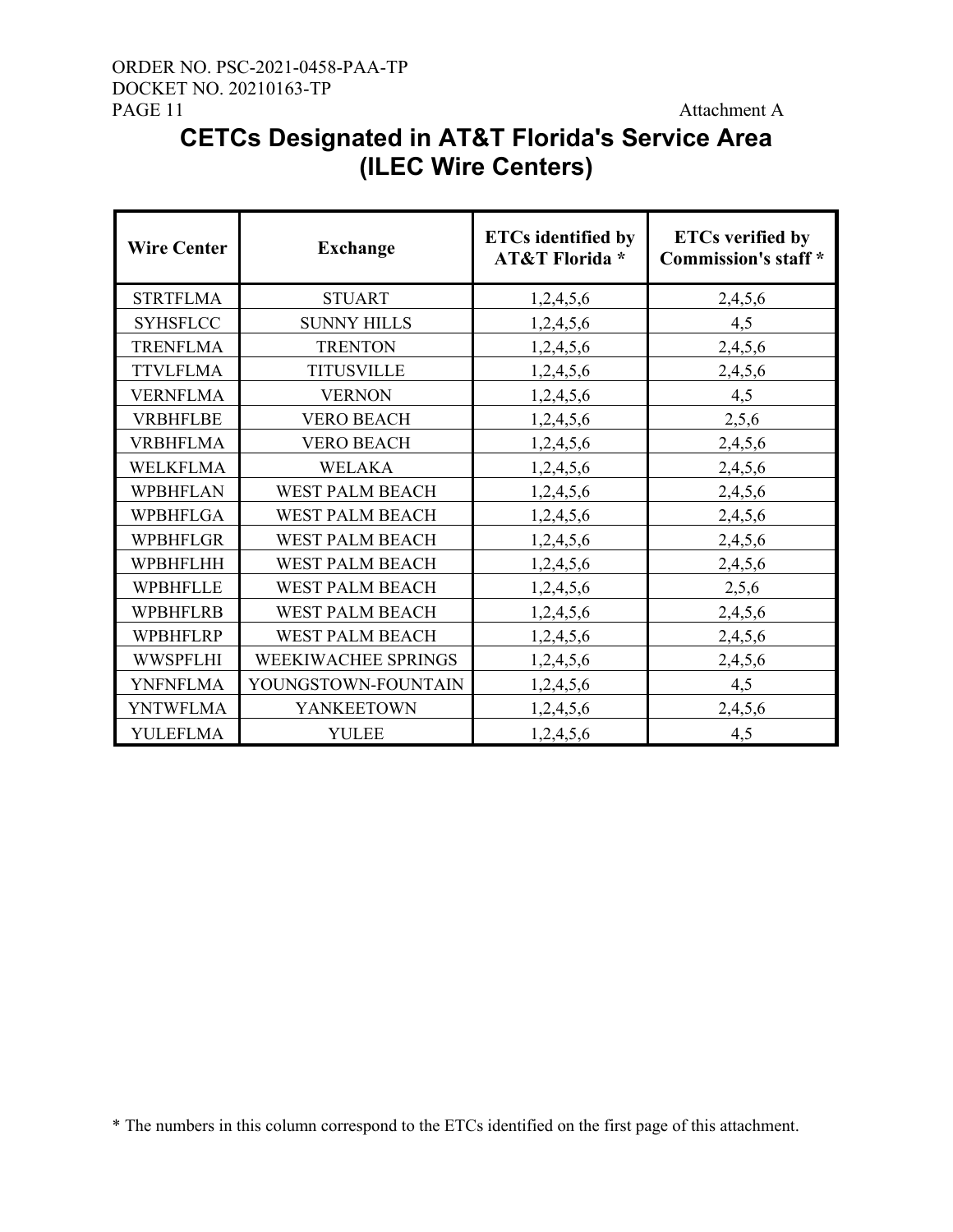Attachment A

# CETCs Designated in AT&T Florida's Service Area (ILEC Wire Centers)

| Wire Center | Exchange | ETCs identified by AT&T Florida * | ETCs verified by Commission's staff * |
|---|---|---|---|
| STRTFLMA | STUART | 1,2,4,5,6 | 2,4,5,6 |
| SYHSFLCC | SUNNY HILLS | 1,2,4,5,6 | 4,5 |
| TRENFLMA | TRENTON | 1,2,4,5,6 | 2,4,5,6 |
| TTVLFLMA | TITUSVILLE | 1,2,4,5,6 | 2,4,5,6 |
| VERNFLMA | VERNON | 1,2,4,5,6 | 4,5 |
| VRBHFLBE | VERO BEACH | 1,2,4,5,6 | 2,5,6 |
| VRBHFLMA | VERO BEACH | 1,2,4,5,6 | 2,4,5,6 |
| WELKFLMA | WELAKA | 1,2,4,5,6 | 2,4,5,6 |
| WPBHFLAN | WEST PALM BEACH | 1,2,4,5,6 | 2,4,5,6 |
| WPBHFLGA | WEST PALM BEACH | 1,2,4,5,6 | 2,4,5,6 |
| WPBHFLGR | WEST PALM BEACH | 1,2,4,5,6 | 2,4,5,6 |
| WPBHFLHH | WEST PALM BEACH | 1,2,4,5,6 | 2,4,5,6 |
| WPBHFLLE | WEST PALM BEACH | 1,2,4,5,6 | 2,5,6 |
| WPBHFLRB | WEST PALM BEACH | 1,2,4,5,6 | 2,4,5,6 |
| WPBHFLRP | WEST PALM BEACH | 1,2,4,5,6 | 2,4,5,6 |
| WWSPFLHI | WEEKIWACHEE SPRINGS | 1,2,4,5,6 | 2,4,5,6 |
| YNFNFLMA | YOUNGSTOWN-FOUNTAIN | 1,2,4,5,6 | 4,5 |
| YNTWFLMA | YANKEETOWN | 1,2,4,5,6 | 2,4,5,6 |
| YULEFLMA | YULEE | 1,2,4,5,6 | 4,5 |

* The numbers in this column correspond to the ETCs identified on the first page of this attachment.